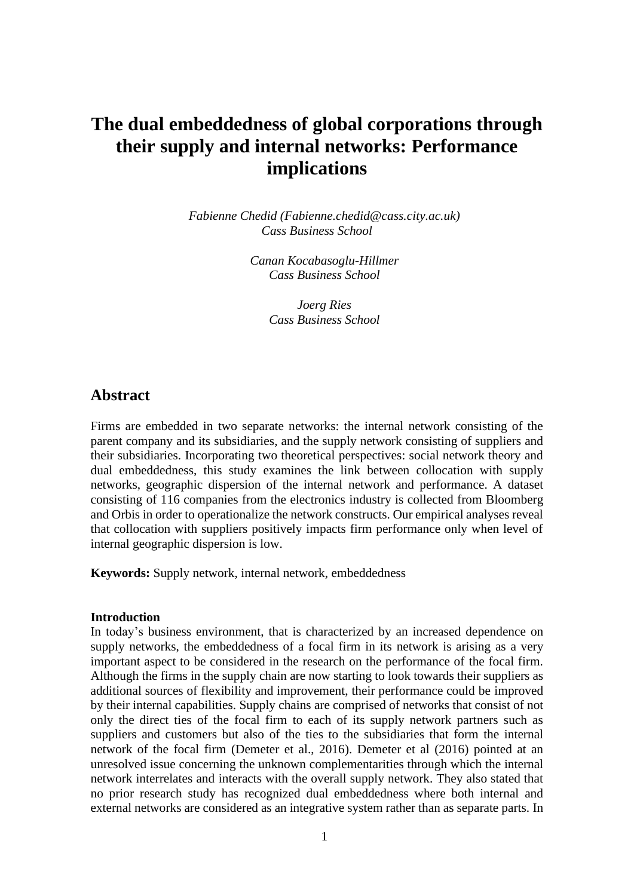# The dual embeddedness of global corporations through their supply and internal networks: Performance implications

*Fabienne Chedid (Fabienne.chedid@cass.city.ac.uk)*
*Cass Business School*

*Canan Kocabasoglu-Hillmer*
*Cass Business School*

*Joerg Ries*
*Cass Business School*

## Abstract

Firms are embedded in two separate networks: the internal network consisting of the parent company and its subsidiaries, and the supply network consisting of suppliers and their subsidiaries. Incorporating two theoretical perspectives: social network theory and dual embeddedness, this study examines the link between collocation with supply networks, geographic dispersion of the internal network and performance. A dataset consisting of 116 companies from the electronics industry is collected from Bloomberg and Orbis in order to operationalize the network constructs. Our empirical analyses reveal that collocation with suppliers positively impacts firm performance only when level of internal geographic dispersion is low.

**Keywords:** Supply network, internal network, embeddedness

**Introduction**

In today's business environment, that is characterized by an increased dependence on supply networks, the embeddedness of a focal firm in its network is arising as a very important aspect to be considered in the research on the performance of the focal firm. Although the firms in the supply chain are now starting to look towards their suppliers as additional sources of flexibility and improvement, their performance could be improved by their internal capabilities. Supply chains are comprised of networks that consist of not only the direct ties of the focal firm to each of its supply network partners such as suppliers and customers but also of the ties to the subsidiaries that form the internal network of the focal firm (Demeter et al., 2016). Demeter et al (2016) pointed at an unresolved issue concerning the unknown complementarities through which the internal network interrelates and interacts with the overall supply network. They also stated that no prior research study has recognized dual embeddedness where both internal and external networks are considered as an integrative system rather than as separate parts. In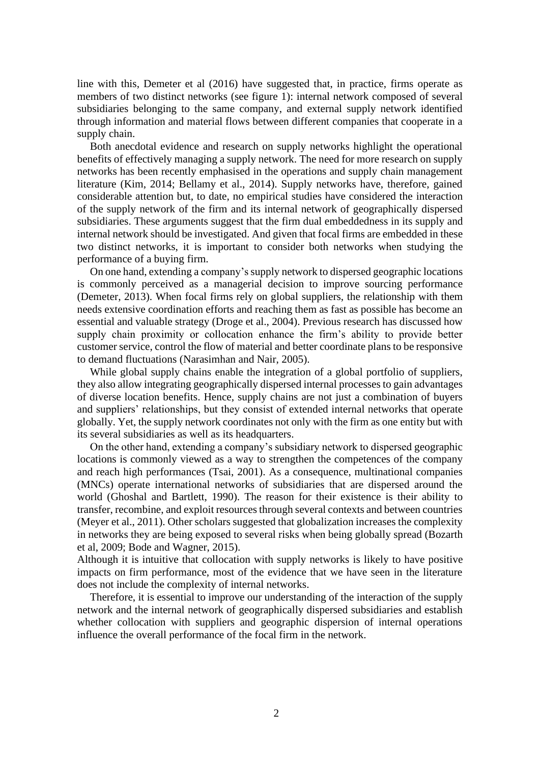line with this, Demeter et al (2016) have suggested that, in practice, firms operate as members of two distinct networks (see figure 1): internal network composed of several subsidiaries belonging to the same company, and external supply network identified through information and material flows between different companies that cooperate in a supply chain.

Both anecdotal evidence and research on supply networks highlight the operational benefits of effectively managing a supply network. The need for more research on supply networks has been recently emphasised in the operations and supply chain management literature (Kim, 2014; Bellamy et al., 2014). Supply networks have, therefore, gained considerable attention but, to date, no empirical studies have considered the interaction of the supply network of the firm and its internal network of geographically dispersed subsidiaries. These arguments suggest that the firm dual embeddedness in its supply and internal network should be investigated. And given that focal firms are embedded in these two distinct networks, it is important to consider both networks when studying the performance of a buying firm.

On one hand, extending a company's supply network to dispersed geographic locations is commonly perceived as a managerial decision to improve sourcing performance (Demeter, 2013). When focal firms rely on global suppliers, the relationship with them needs extensive coordination efforts and reaching them as fast as possible has become an essential and valuable strategy (Droge et al., 2004). Previous research has discussed how supply chain proximity or collocation enhance the firm's ability to provide better customer service, control the flow of material and better coordinate plans to be responsive to demand fluctuations (Narasimhan and Nair, 2005).

While global supply chains enable the integration of a global portfolio of suppliers, they also allow integrating geographically dispersed internal processes to gain advantages of diverse location benefits. Hence, supply chains are not just a combination of buyers and suppliers' relationships, but they consist of extended internal networks that operate globally. Yet, the supply network coordinates not only with the firm as one entity but with its several subsidiaries as well as its headquarters.

On the other hand, extending a company's subsidiary network to dispersed geographic locations is commonly viewed as a way to strengthen the competences of the company and reach high performances (Tsai, 2001). As a consequence, multinational companies (MNCs) operate international networks of subsidiaries that are dispersed around the world (Ghoshal and Bartlett, 1990). The reason for their existence is their ability to transfer, recombine, and exploit resources through several contexts and between countries (Meyer et al., 2011). Other scholars suggested that globalization increases the complexity in networks they are being exposed to several risks when being globally spread (Bozarth et al, 2009; Bode and Wagner, 2015).

Although it is intuitive that collocation with supply networks is likely to have positive impacts on firm performance, most of the evidence that we have seen in the literature does not include the complexity of internal networks.

Therefore, it is essential to improve our understanding of the interaction of the supply network and the internal network of geographically dispersed subsidiaries and establish whether collocation with suppliers and geographic dispersion of internal operations influence the overall performance of the focal firm in the network.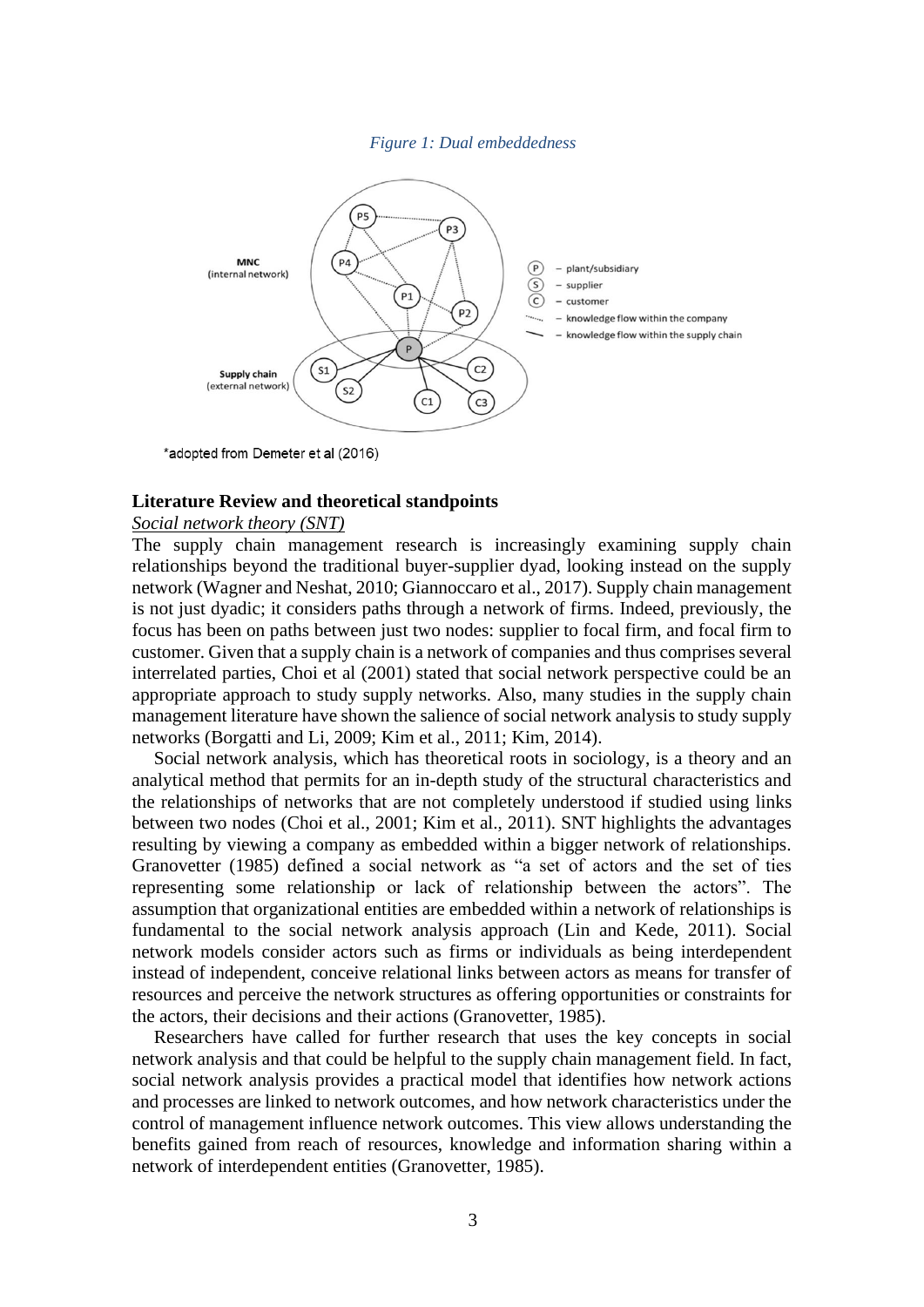*Figure 1: Dual embeddedness*

*adopted from Demeter et al (2016)

### Literature Review and theoretical standpoints

*Social network theory (SNT)*

The supply chain management research is increasingly examining supply chain relationships beyond the traditional buyer-supplier dyad, looking instead on the supply network (Wagner and Neshat, 2010; Giannoccaro et al., 2017). Supply chain management is not just dyadic; it considers paths through a network of firms. Indeed, previously, the focus has been on paths between just two nodes: supplier to focal firm, and focal firm to customer. Given that a supply chain is a network of companies and thus comprises several interrelated parties, Choi et al (2001) stated that social network perspective could be an appropriate approach to study supply networks. Also, many studies in the supply chain management literature have shown the salience of social network analysis to study supply networks (Borgatti and Li, 2009; Kim et al., 2011; Kim, 2014).

Social network analysis, which has theoretical roots in sociology, is a theory and an analytical method that permits for an in-depth study of the structural characteristics and the relationships of networks that are not completely understood if studied using links between two nodes (Choi et al., 2001; Kim et al., 2011). SNT highlights the advantages resulting by viewing a company as embedded within a bigger network of relationships. Granovetter (1985) defined a social network as "a set of actors and the set of ties representing some relationship or lack of relationship between the actors". The assumption that organizational entities are embedded within a network of relationships is fundamental to the social network analysis approach (Lin and Kede, 2011). Social network models consider actors such as firms or individuals as being interdependent instead of independent, conceive relational links between actors as means for transfer of resources and perceive the network structures as offering opportunities or constraints for the actors, their decisions and their actions (Granovetter, 1985).

Researchers have called for further research that uses the key concepts in social network analysis and that could be helpful to the supply chain management field. In fact, social network analysis provides a practical model that identifies how network actions and processes are linked to network outcomes, and how network characteristics under the control of management influence network outcomes. This view allows understanding the benefits gained from reach of resources, knowledge and information sharing within a network of interdependent entities (Granovetter, 1985).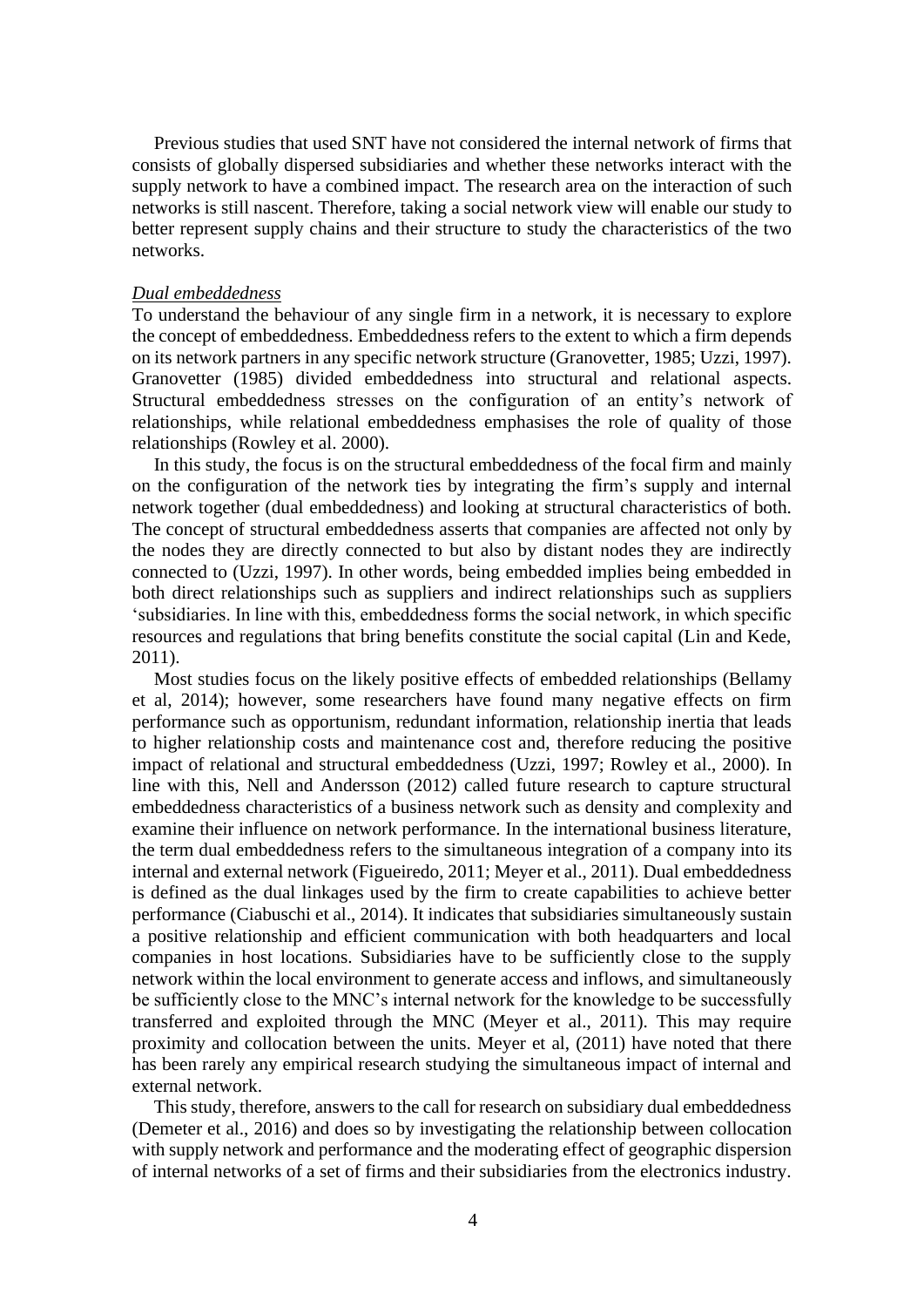Previous studies that used SNT have not considered the internal network of firms that consists of globally dispersed subsidiaries and whether these networks interact with the supply network to have a combined impact. The research area on the interaction of such networks is still nascent. Therefore, taking a social network view will enable our study to better represent supply chains and their structure to study the characteristics of the two networks.

*Dual embeddedness*

To understand the behaviour of any single firm in a network, it is necessary to explore the concept of embeddedness. Embeddedness refers to the extent to which a firm depends on its network partners in any specific network structure (Granovetter, 1985; Uzzi, 1997). Granovetter (1985) divided embeddedness into structural and relational aspects. Structural embeddedness stresses on the configuration of an entity's network of relationships, while relational embeddedness emphasises the role of quality of those relationships (Rowley et al. 2000).

In this study, the focus is on the structural embeddedness of the focal firm and mainly on the configuration of the network ties by integrating the firm's supply and internal network together (dual embeddedness) and looking at structural characteristics of both. The concept of structural embeddedness asserts that companies are affected not only by the nodes they are directly connected to but also by distant nodes they are indirectly connected to (Uzzi, 1997). In other words, being embedded implies being embedded in both direct relationships such as suppliers and indirect relationships such as suppliers 'subsidiaries. In line with this, embeddedness forms the social network, in which specific resources and regulations that bring benefits constitute the social capital (Lin and Kede, 2011).

Most studies focus on the likely positive effects of embedded relationships (Bellamy et al, 2014); however, some researchers have found many negative effects on firm performance such as opportunism, redundant information, relationship inertia that leads to higher relationship costs and maintenance cost and, therefore reducing the positive impact of relational and structural embeddedness (Uzzi, 1997; Rowley et al., 2000). In line with this, Nell and Andersson (2012) called future research to capture structural embeddedness characteristics of a business network such as density and complexity and examine their influence on network performance. In the international business literature, the term dual embeddedness refers to the simultaneous integration of a company into its internal and external network (Figueiredo, 2011; Meyer et al., 2011). Dual embeddedness is defined as the dual linkages used by the firm to create capabilities to achieve better performance (Ciabuschi et al., 2014). It indicates that subsidiaries simultaneously sustain a positive relationship and efficient communication with both headquarters and local companies in host locations. Subsidiaries have to be sufficiently close to the supply network within the local environment to generate access and inflows, and simultaneously be sufficiently close to the MNC's internal network for the knowledge to be successfully transferred and exploited through the MNC (Meyer et al., 2011). This may require proximity and collocation between the units. Meyer et al, (2011) have noted that there has been rarely any empirical research studying the simultaneous impact of internal and external network.

This study, therefore, answers to the call for research on subsidiary dual embeddedness (Demeter et al., 2016) and does so by investigating the relationship between collocation with supply network and performance and the moderating effect of geographic dispersion of internal networks of a set of firms and their subsidiaries from the electronics industry.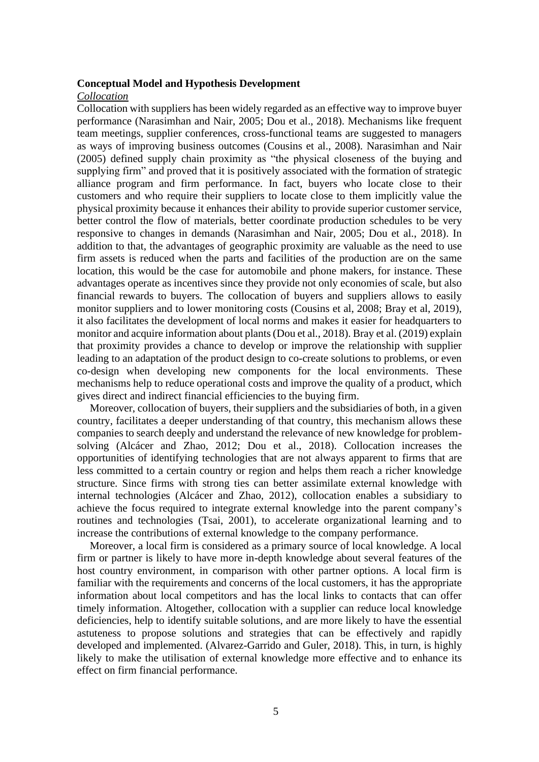**Conceptual Model and Hypothesis Development**

*Collocation*

Collocation with suppliers has been widely regarded as an effective way to improve buyer performance (Narasimhan and Nair, 2005; Dou et al., 2018). Mechanisms like frequent team meetings, supplier conferences, cross-functional teams are suggested to managers as ways of improving business outcomes (Cousins et al., 2008). Narasimhan and Nair (2005) defined supply chain proximity as "the physical closeness of the buying and supplying firm" and proved that it is positively associated with the formation of strategic alliance program and firm performance. In fact, buyers who locate close to their customers and who require their suppliers to locate close to them implicitly value the physical proximity because it enhances their ability to provide superior customer service, better control the flow of materials, better coordinate production schedules to be very responsive to changes in demands (Narasimhan and Nair, 2005; Dou et al., 2018). In addition to that, the advantages of geographic proximity are valuable as the need to use firm assets is reduced when the parts and facilities of the production are on the same location, this would be the case for automobile and phone makers, for instance. These advantages operate as incentives since they provide not only economies of scale, but also financial rewards to buyers. The collocation of buyers and suppliers allows to easily monitor suppliers and to lower monitoring costs (Cousins et al, 2008; Bray et al, 2019), it also facilitates the development of local norms and makes it easier for headquarters to monitor and acquire information about plants (Dou et al., 2018). Bray et al. (2019) explain that proximity provides a chance to develop or improve the relationship with supplier leading to an adaptation of the product design to co-create solutions to problems, or even co-design when developing new components for the local environments. These mechanisms help to reduce operational costs and improve the quality of a product, which gives direct and indirect financial efficiencies to the buying firm.

Moreover, collocation of buyers, their suppliers and the subsidiaries of both, in a given country, facilitates a deeper understanding of that country, this mechanism allows these companies to search deeply and understand the relevance of new knowledge for problem-solving (Alcácer and Zhao, 2012; Dou et al., 2018). Collocation increases the opportunities of identifying technologies that are not always apparent to firms that are less committed to a certain country or region and helps them reach a richer knowledge structure. Since firms with strong ties can better assimilate external knowledge with internal technologies (Alcácer and Zhao, 2012), collocation enables a subsidiary to achieve the focus required to integrate external knowledge into the parent company's routines and technologies (Tsai, 2001), to accelerate organizational learning and to increase the contributions of external knowledge to the company performance.

Moreover, a local firm is considered as a primary source of local knowledge. A local firm or partner is likely to have more in-depth knowledge about several features of the host country environment, in comparison with other partner options. A local firm is familiar with the requirements and concerns of the local customers, it has the appropriate information about local competitors and has the local links to contacts that can offer timely information. Altogether, collocation with a supplier can reduce local knowledge deficiencies, help to identify suitable solutions, and are more likely to have the essential astuteness to propose solutions and strategies that can be effectively and rapidly developed and implemented. (Alvarez-Garrido and Guler, 2018). This, in turn, is highly likely to make the utilisation of external knowledge more effective and to enhance its effect on firm financial performance.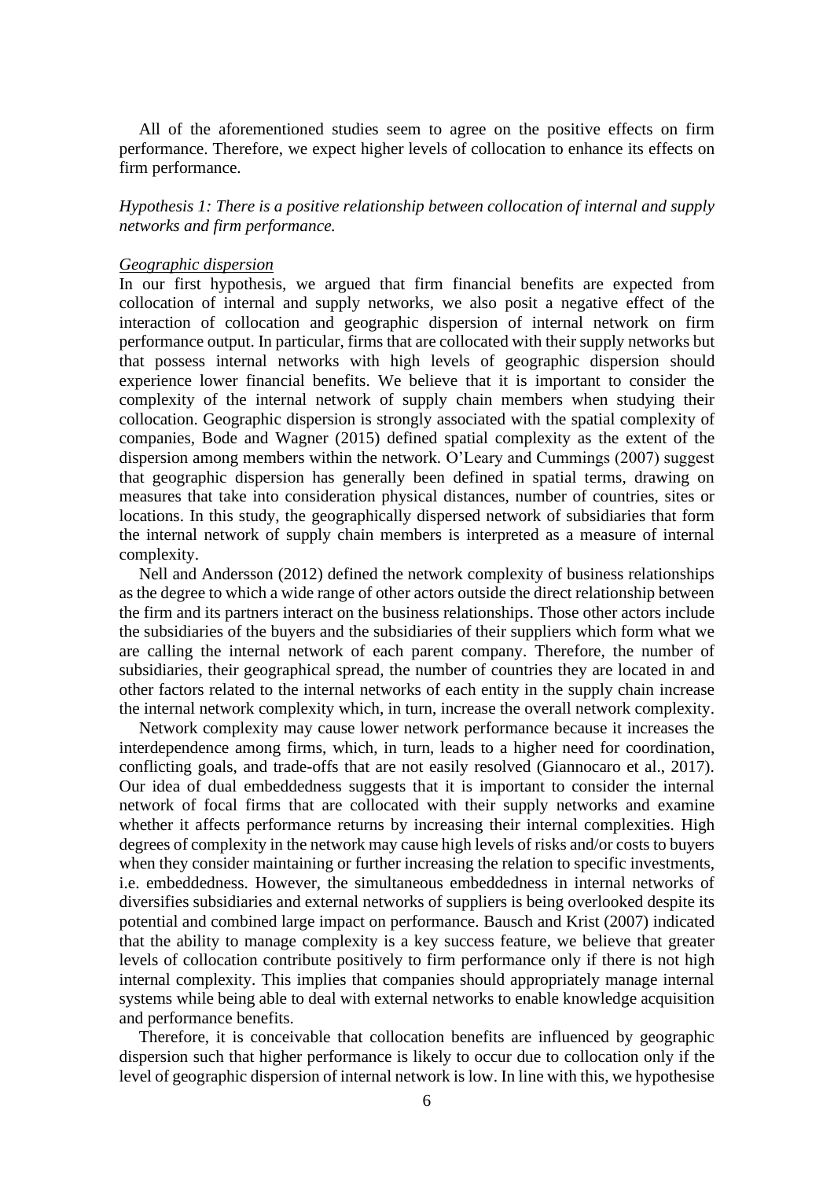All of the aforementioned studies seem to agree on the positive effects on firm performance. Therefore, we expect higher levels of collocation to enhance its effects on firm performance.

*Hypothesis 1: There is a positive relationship between collocation of internal and supply networks and firm performance.*

*Geographic dispersion*

In our first hypothesis, we argued that firm financial benefits are expected from collocation of internal and supply networks, we also posit a negative effect of the interaction of collocation and geographic dispersion of internal network on firm performance output. In particular, firms that are collocated with their supply networks but that possess internal networks with high levels of geographic dispersion should experience lower financial benefits. We believe that it is important to consider the complexity of the internal network of supply chain members when studying their collocation. Geographic dispersion is strongly associated with the spatial complexity of companies, Bode and Wagner (2015) defined spatial complexity as the extent of the dispersion among members within the network. O'Leary and Cummings (2007) suggest that geographic dispersion has generally been defined in spatial terms, drawing on measures that take into consideration physical distances, number of countries, sites or locations. In this study, the geographically dispersed network of subsidiaries that form the internal network of supply chain members is interpreted as a measure of internal complexity.

Nell and Andersson (2012) defined the network complexity of business relationships as the degree to which a wide range of other actors outside the direct relationship between the firm and its partners interact on the business relationships. Those other actors include the subsidiaries of the buyers and the subsidiaries of their suppliers which form what we are calling the internal network of each parent company. Therefore, the number of subsidiaries, their geographical spread, the number of countries they are located in and other factors related to the internal networks of each entity in the supply chain increase the internal network complexity which, in turn, increase the overall network complexity.

Network complexity may cause lower network performance because it increases the interdependence among firms, which, in turn, leads to a higher need for coordination, conflicting goals, and trade-offs that are not easily resolved (Giannocaro et al., 2017). Our idea of dual embeddedness suggests that it is important to consider the internal network of focal firms that are collocated with their supply networks and examine whether it affects performance returns by increasing their internal complexities. High degrees of complexity in the network may cause high levels of risks and/or costs to buyers when they consider maintaining or further increasing the relation to specific investments, i.e. embeddedness. However, the simultaneous embeddedness in internal networks of diversifies subsidiaries and external networks of suppliers is being overlooked despite its potential and combined large impact on performance. Bausch and Krist (2007) indicated that the ability to manage complexity is a key success feature, we believe that greater levels of collocation contribute positively to firm performance only if there is not high internal complexity. This implies that companies should appropriately manage internal systems while being able to deal with external networks to enable knowledge acquisition and performance benefits.

Therefore, it is conceivable that collocation benefits are influenced by geographic dispersion such that higher performance is likely to occur due to collocation only if the level of geographic dispersion of internal network is low. In line with this, we hypothesise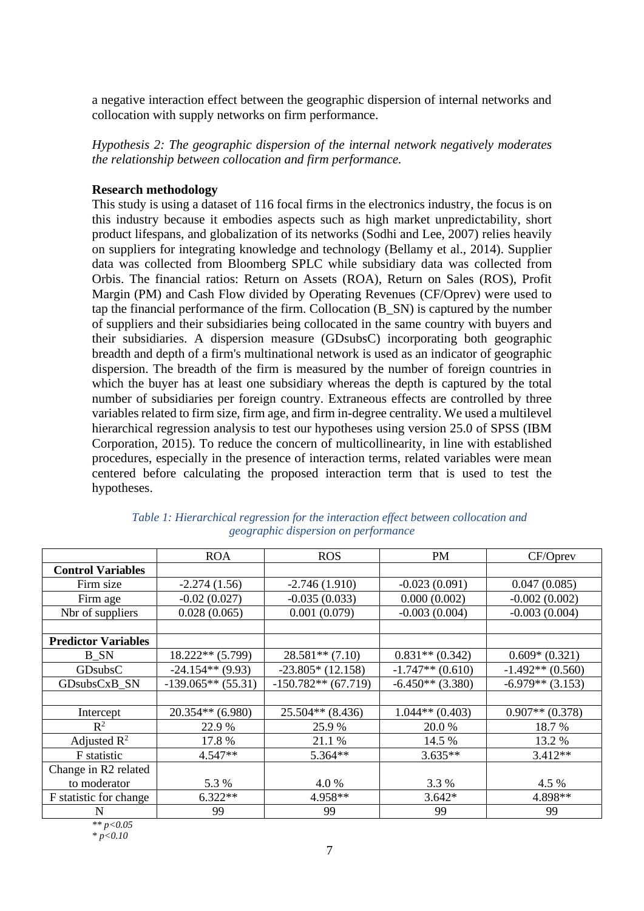a negative interaction effect between the geographic dispersion of internal networks and collocation with supply networks on firm performance.

*Hypothesis 2: The geographic dispersion of the internal network negatively moderates the relationship between collocation and firm performance.*

**Research methodology**

This study is using a dataset of 116 focal firms in the electronics industry, the focus is on this industry because it embodies aspects such as high market unpredictability, short product lifespans, and globalization of its networks (Sodhi and Lee, 2007) relies heavily on suppliers for integrating knowledge and technology (Bellamy et al., 2014). Supplier data was collected from Bloomberg SPLC while subsidiary data was collected from Orbis. The financial ratios: Return on Assets (ROA), Return on Sales (ROS), Profit Margin (PM) and Cash Flow divided by Operating Revenues (CF/Oprev) were used to tap the financial performance of the firm. Collocation (B_SN) is captured by the number of suppliers and their subsidiaries being collocated in the same country with buyers and their subsidiaries. A dispersion measure (GDsubsC) incorporating both geographic breadth and depth of a firm's multinational network is used as an indicator of geographic dispersion. The breadth of the firm is measured by the number of foreign countries in which the buyer has at least one subsidiary whereas the depth is captured by the total number of subsidiaries per foreign country. Extraneous effects are controlled by three variables related to firm size, firm age, and firm in-degree centrality. We used a multilevel hierarchical regression analysis to test our hypotheses using version 25.0 of SPSS (IBM Corporation, 2015). To reduce the concern of multicollinearity, in line with established procedures, especially in the presence of interaction terms, related variables were mean centered before calculating the proposed interaction term that is used to test the hypotheses.

*Table 1: Hierarchical regression for the interaction effect between collocation and geographic dispersion on performance*

| | ROA | ROS | PM | CF/Oprev |
|---|---|---|---|---|
| **Control Variables** | | | | |
| Firm size | -2.274 (1.56) | -2.746 (1.910) | -0.023 (0.091) | 0.047 (0.085) |
| Firm age | -0.02 (0.027) | -0.035 (0.033) | 0.000 (0.002) | -0.002 (0.002) |
| Nbr of suppliers | 0.028 (0.065) | 0.001 (0.079) | -0.003 (0.004) | -0.003 (0.004) |
| | | | | |
| **Predictor Variables** | | | | |
| B_SN | 18.222** (5.799) | 28.581** (7.10) | 0.831** (0.342) | 0.609* (0.321) |
| GDsubsC | -24.154** (9.93) | -23.805* (12.158) | -1.747** (0.610) | -1.492** (0.560) |
| GDsubsCxB_SN | -139.065** (55.31) | -150.782** (67.719) | -6.450** (3.380) | -6.979** (3.153) |
| | | | | |
| Intercept | 20.354** (6.980) | 25.504** (8.436) | 1.044** (0.403) | 0.907** (0.378) |
| $R^2$ | 22.9 % | 25.9 % | 20.0 % | 18.7 % |
| Adjusted $R^2$ | 17.8 % | 21.1 % | 14.5 % | 13.2 % |
| F statistic | 4.547** | 5.364** | 3.635** | 3.412** |
| Change in R2 related to moderator | 5.3 % | 4.0 % | 3.3 % | 4.5 % |
| F statistic for change | 6.322** | 4.958** | 3.642* | 4.898** |
| N | 99 | 99 | 99 | 99 |

*** $p<0.05$*
** $p<0.10$*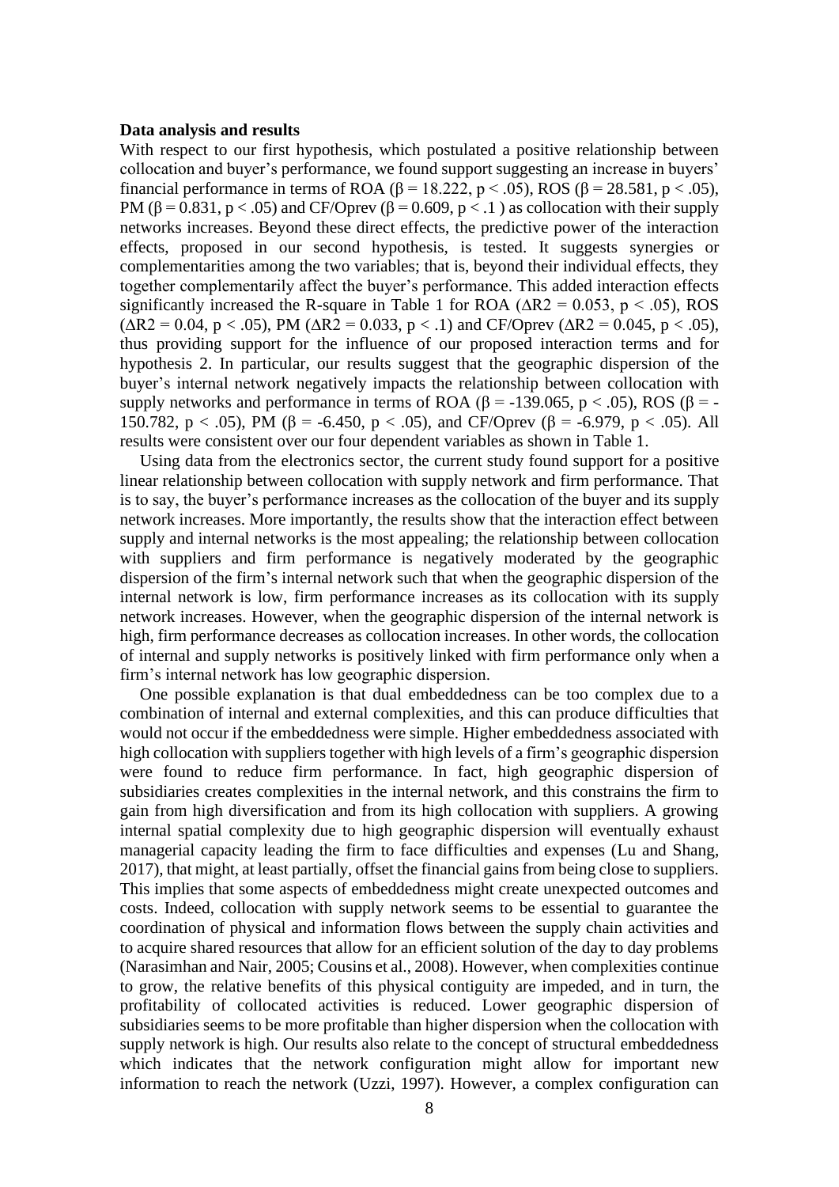**Data analysis and results**

With respect to our first hypothesis, which postulated a positive relationship between collocation and buyer's performance, we found support suggesting an increase in buyers' financial performance in terms of ROA ($\beta = 18.222$, $p < .05$), ROS ($\beta = 28.581$, $p < .05$), PM ($\beta = 0.831$, $p < .05$) and CF/Oprev ($\beta = 0.609$, $p < .1$ ) as collocation with their supply networks increases. Beyond these direct effects, the predictive power of the interaction effects, proposed in our second hypothesis, is tested. It suggests synergies or complementarities among the two variables; that is, beyond their individual effects, they together complementarily affect the buyer's performance. This added interaction effects significantly increased the R-square in Table 1 for ROA ($\Delta R2 = 0.053$, $p < .05$), ROS ($\Delta R2 = 0.04$, $p < .05$), PM ($\Delta R2 = 0.033$, $p < .1$) and CF/Oprev ($\Delta R2 = 0.045$, $p < .05$), thus providing support for the influence of our proposed interaction terms and for hypothesis 2. In particular, our results suggest that the geographic dispersion of the buyer's internal network negatively impacts the relationship between collocation with supply networks and performance in terms of ROA ($\beta = -139.065$, $p < .05$), ROS ($\beta = -150.782$, $p < .05$), PM ($\beta = -6.450$, $p < .05$), and CF/Oprev ($\beta = -6.979$, $p < .05$). All results were consistent over our four dependent variables as shown in Table 1.

Using data from the electronics sector, the current study found support for a positive linear relationship between collocation with supply network and firm performance. That is to say, the buyer's performance increases as the collocation of the buyer and its supply network increases. More importantly, the results show that the interaction effect between supply and internal networks is the most appealing; the relationship between collocation with suppliers and firm performance is negatively moderated by the geographic dispersion of the firm's internal network such that when the geographic dispersion of the internal network is low, firm performance increases as its collocation with its supply network increases. However, when the geographic dispersion of the internal network is high, firm performance decreases as collocation increases. In other words, the collocation of internal and supply networks is positively linked with firm performance only when a firm's internal network has low geographic dispersion.

One possible explanation is that dual embeddedness can be too complex due to a combination of internal and external complexities, and this can produce difficulties that would not occur if the embeddedness were simple. Higher embeddedness associated with high collocation with suppliers together with high levels of a firm's geographic dispersion were found to reduce firm performance. In fact, high geographic dispersion of subsidiaries creates complexities in the internal network, and this constrains the firm to gain from high diversification and from its high collocation with suppliers. A growing internal spatial complexity due to high geographic dispersion will eventually exhaust managerial capacity leading the firm to face difficulties and expenses (Lu and Shang, 2017), that might, at least partially, offset the financial gains from being close to suppliers. This implies that some aspects of embeddedness might create unexpected outcomes and costs. Indeed, collocation with supply network seems to be essential to guarantee the coordination of physical and information flows between the supply chain activities and to acquire shared resources that allow for an efficient solution of the day to day problems (Narasimhan and Nair, 2005; Cousins et al., 2008). However, when complexities continue to grow, the relative benefits of this physical contiguity are impeded, and in turn, the profitability of collocated activities is reduced. Lower geographic dispersion of subsidiaries seems to be more profitable than higher dispersion when the collocation with supply network is high. Our results also relate to the concept of structural embeddedness which indicates that the network configuration might allow for important new information to reach the network (Uzzi, 1997). However, a complex configuration can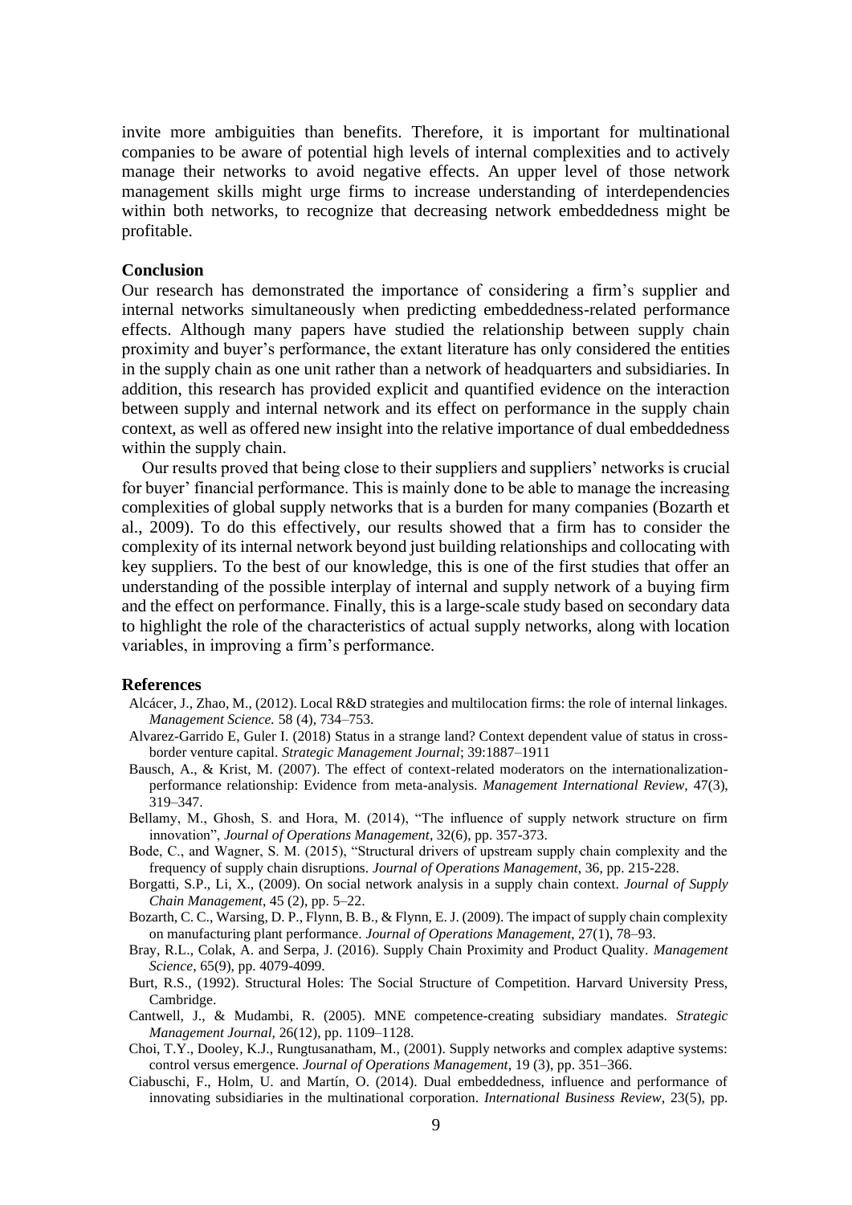invite more ambiguities than benefits. Therefore, it is important for multinational companies to be aware of potential high levels of internal complexities and to actively manage their networks to avoid negative effects. An upper level of those network management skills might urge firms to increase understanding of interdependencies within both networks, to recognize that decreasing network embeddedness might be profitable.

## Conclusion

Our research has demonstrated the importance of considering a firm's supplier and internal networks simultaneously when predicting embeddedness-related performance effects. Although many papers have studied the relationship between supply chain proximity and buyer's performance, the extant literature has only considered the entities in the supply chain as one unit rather than a network of headquarters and subsidiaries. In addition, this research has provided explicit and quantified evidence on the interaction between supply and internal network and its effect on performance in the supply chain context, as well as offered new insight into the relative importance of dual embeddedness within the supply chain.

Our results proved that being close to their suppliers and suppliers' networks is crucial for buyer' financial performance. This is mainly done to be able to manage the increasing complexities of global supply networks that is a burden for many companies (Bozarth et al., 2009). To do this effectively, our results showed that a firm has to consider the complexity of its internal network beyond just building relationships and collocating with key suppliers. To the best of our knowledge, this is one of the first studies that offer an understanding of the possible interplay of internal and supply network of a buying firm and the effect on performance. Finally, this is a large-scale study based on secondary data to highlight the role of the characteristics of actual supply networks, along with location variables, in improving a firm's performance.

## References

Alcácer, J., Zhao, M., (2012). Local R&D strategies and multilocation firms: the role of internal linkages. *Management Science.* 58 (4), 734–753.

Alvarez-Garrido E, Guler I. (2018) Status in a strange land? Context dependent value of status in cross-border venture capital. *Strategic Management Journal*; 39:1887–1911

Bausch, A., & Krist, M. (2007). The effect of context-related moderators on the internationalization-performance relationship: Evidence from meta-analysis. *Management International Review,* 47(3), 319–347.

Bellamy, M., Ghosh, S. and Hora, M. (2014), "The influence of supply network structure on firm innovation", *Journal of Operations Management*, 32(6), pp. 357-373.

Bode, C., and Wagner, S. M. (2015), "Structural drivers of upstream supply chain complexity and the frequency of supply chain disruptions. *Journal of Operations Management*, 36, pp. 215-228.

Borgatti, S.P., Li, X., (2009). On social network analysis in a supply chain context. *Journal of Supply Chain Management*, 45 (2), pp. 5–22.

Bozarth, C. C., Warsing, D. P., Flynn, B. B., & Flynn, E. J. (2009). The impact of supply chain complexity on manufacturing plant performance. *Journal of Operations Management,* 27(1), 78–93.

Bray, R.L., Colak, A. and Serpa, J. (2016). Supply Chain Proximity and Product Quality. *Management Science*, 65(9), pp. 4079-4099.

Burt, R.S., (1992). Structural Holes: The Social Structure of Competition. Harvard University Press, Cambridge.

Cantwell, J., & Mudambi, R. (2005). MNE competence-creating subsidiary mandates. *Strategic Management Journal,* 26(12), pp. 1109–1128.

Choi, T.Y., Dooley, K.J., Rungtusanatham, M., (2001). Supply networks and complex adaptive systems: control versus emergence. *Journal of Operations Management*, 19 (3), pp. 351–366.

Ciabuschi, F., Holm, U. and Martín, O. (2014). Dual embeddedness, influence and performance of innovating subsidiaries in the multinational corporation. *International Business Review,* 23(5), pp.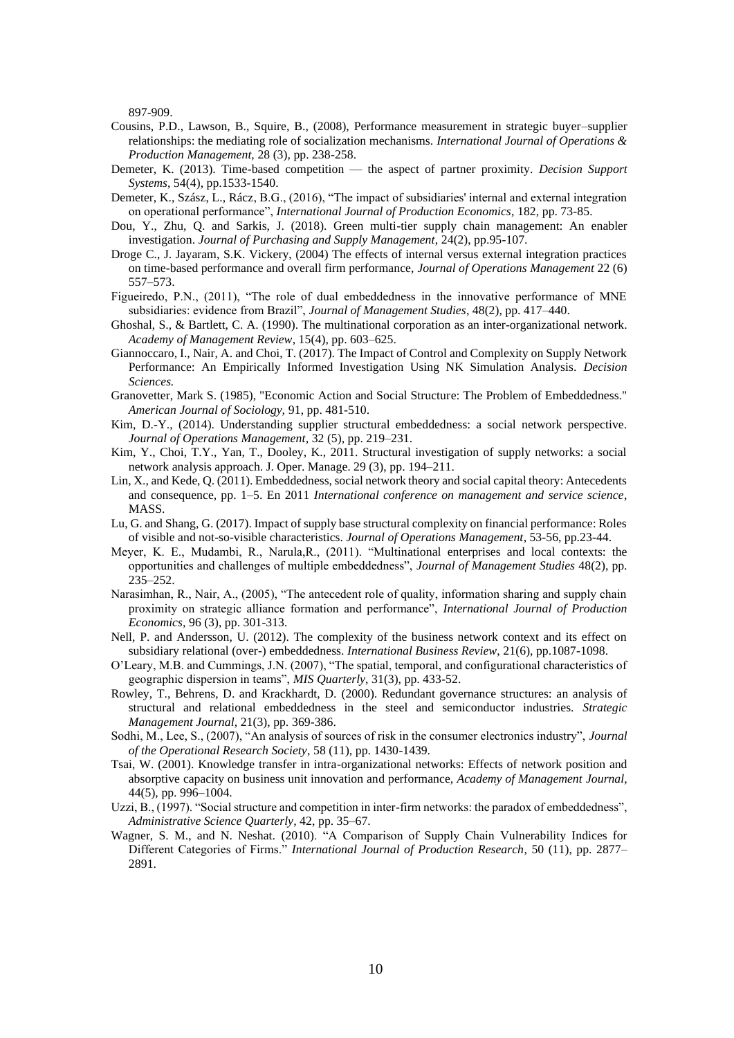897-909.

Cousins, P.D., Lawson, B., Squire, B., (2008), Performance measurement in strategic buyer–supplier relationships: the mediating role of socialization mechanisms. *International Journal of Operations & Production Management*, 28 (3), pp. 238-258.

Demeter, K. (2013). Time-based competition — the aspect of partner proximity. *Decision Support Systems*, 54(4), pp.1533-1540.

Demeter, K., Szász, L., Rácz, B.G., (2016), "The impact of subsidiaries' internal and external integration on operational performance", *International Journal of Production Economics*, 182, pp. 73-85.

Dou, Y., Zhu, Q. and Sarkis, J. (2018). Green multi-tier supply chain management: An enabler investigation. *Journal of Purchasing and Supply Management*, 24(2), pp.95-107.

Droge C., J. Jayaram, S.K. Vickery, (2004) The effects of internal versus external integration practices on time-based performance and overall firm performance, *Journal of Operations Management* 22 (6) 557–573.

Figueiredo, P.N., (2011), "The role of dual embeddedness in the innovative performance of MNE subsidiaries: evidence from Brazil", *Journal of Management Studies*, 48(2), pp. 417–440.

Ghoshal, S., & Bartlett, C. A. (1990). The multinational corporation as an inter-organizational network. *Academy of Management Review*, 15(4), pp. 603–625.

Giannoccaro, I., Nair, A. and Choi, T. (2017). The Impact of Control and Complexity on Supply Network Performance: An Empirically Informed Investigation Using NK Simulation Analysis. *Decision Sciences.*

Granovetter, Mark S. (1985), "Economic Action and Social Structure: The Problem of Embeddedness." *American Journal of Sociology,* 91, pp. 481-510.

Kim, D.-Y., (2014). Understanding supplier structural embeddedness: a social network perspective. *Journal of Operations Management*, 32 (5), pp. 219–231.

Kim, Y., Choi, T.Y., Yan, T., Dooley, K., 2011. Structural investigation of supply networks: a social network analysis approach. J. Oper. Manage. 29 (3), pp. 194–211.

Lin, X., and Kede, Q. (2011). Embeddedness, social network theory and social capital theory: Antecedents and consequence, pp. 1–5. En 2011 *International conference on management and service science*, MASS.

Lu, G. and Shang, G. (2017). Impact of supply base structural complexity on financial performance: Roles of visible and not-so-visible characteristics. *Journal of Operations Management*, 53-56, pp.23-44.

Meyer, K. E., Mudambi, R., Narula,R., (2011). "Multinational enterprises and local contexts: the opportunities and challenges of multiple embeddedness", *Journal of Management Studies* 48(2), pp. 235–252.

Narasimhan, R., Nair, A., (2005), "The antecedent role of quality, information sharing and supply chain proximity on strategic alliance formation and performance", *International Journal of Production Economics*, 96 (3), pp. 301-313.

Nell, P. and Andersson, U. (2012). The complexity of the business network context and its effect on subsidiary relational (over-) embeddedness. *International Business Review*, 21(6), pp.1087-1098.

O'Leary, M.B. and Cummings, J.N. (2007), "The spatial, temporal, and configurational characteristics of geographic dispersion in teams", *MIS Quarterly*, 31(3), pp. 433-52.

Rowley, T., Behrens, D. and Krackhardt, D. (2000). Redundant governance structures: an analysis of structural and relational embeddedness in the steel and semiconductor industries. *Strategic Management Journal*, 21(3), pp. 369-386.

Sodhi, M., Lee, S., (2007), "An analysis of sources of risk in the consumer electronics industry", *Journal of the Operational Research Society*, 58 (11), pp. 1430-1439.

Tsai, W. (2001). Knowledge transfer in intra-organizational networks: Effects of network position and absorptive capacity on business unit innovation and performance, *Academy of Management Journal*, 44(5), pp. 996–1004.

Uzzi, B., (1997). "Social structure and competition in inter-firm networks: the paradox of embeddedness", *Administrative Science Quarterly*, 42, pp. 35–67.

Wagner, S. M., and N. Neshat. (2010). "A Comparison of Supply Chain Vulnerability Indices for Different Categories of Firms." *International Journal of Production Research*, 50 (11), pp. 2877–2891.